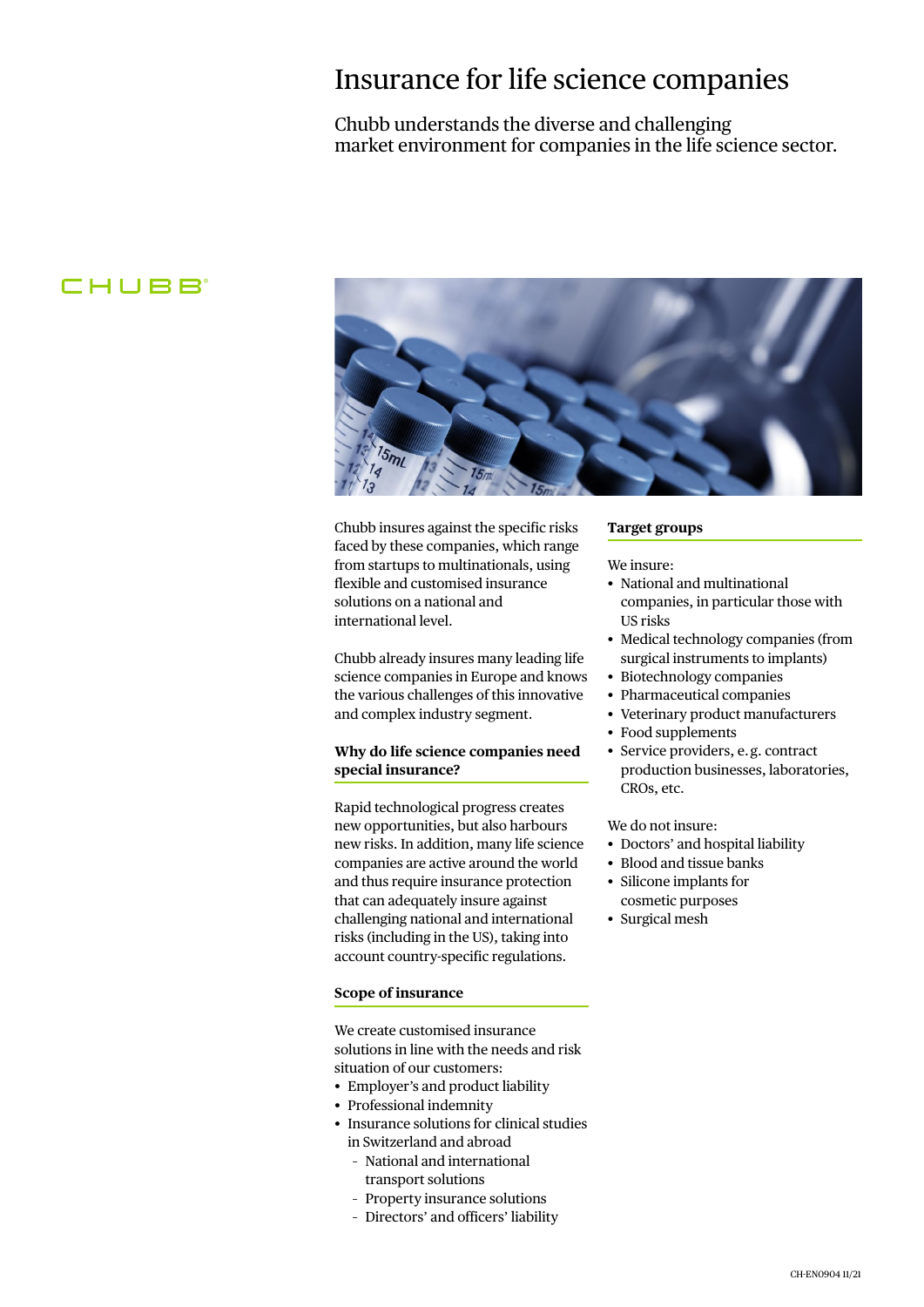# Insurance for life science companies

Chubb understands the diverse and challenging market environment for companies in the life science sector.

CHUBB

Chubb insures against the specific risks faced by these companies, which range from startups to multinationals, using flexible and customised insurance solutions on a national and international level.

Chubb already insures many leading life science companies in Europe and knows the various challenges of this innovative and complex industry segment.

## Why do life science companies need special insurance?

Rapid technological progress creates new opportunities, but also harbours new risks. In addition, many life science companies are active around the world and thus require insurance protection that can adequately insure against challenging national and international risks (including in the US), taking into account country-specific regulations.

## Scope of insurance

We create customised insurance solutions in line with the needs and risk situation of our customers:

- Employer's and product liability
- Professional indemnity
- Insurance solutions for clinical studies in Switzerland and abroad
  - National and international transport solutions
  - Property insurance solutions
  - Directors' and officers' liability

## Target groups

We insure:

- National and multinational companies, in particular those with US risks
- Medical technology companies (from surgical instruments to implants)
- Biotechnology companies
- Pharmaceutical companies
- Veterinary product manufacturers
- Food supplements
- Service providers, e. g. contract production businesses, laboratories, CROs, etc.

We do not insure:

- Doctors' and hospital liability
- Blood and tissue banks
- Silicone implants for cosmetic purposes
- Surgical mesh

CH-EN0904 11/21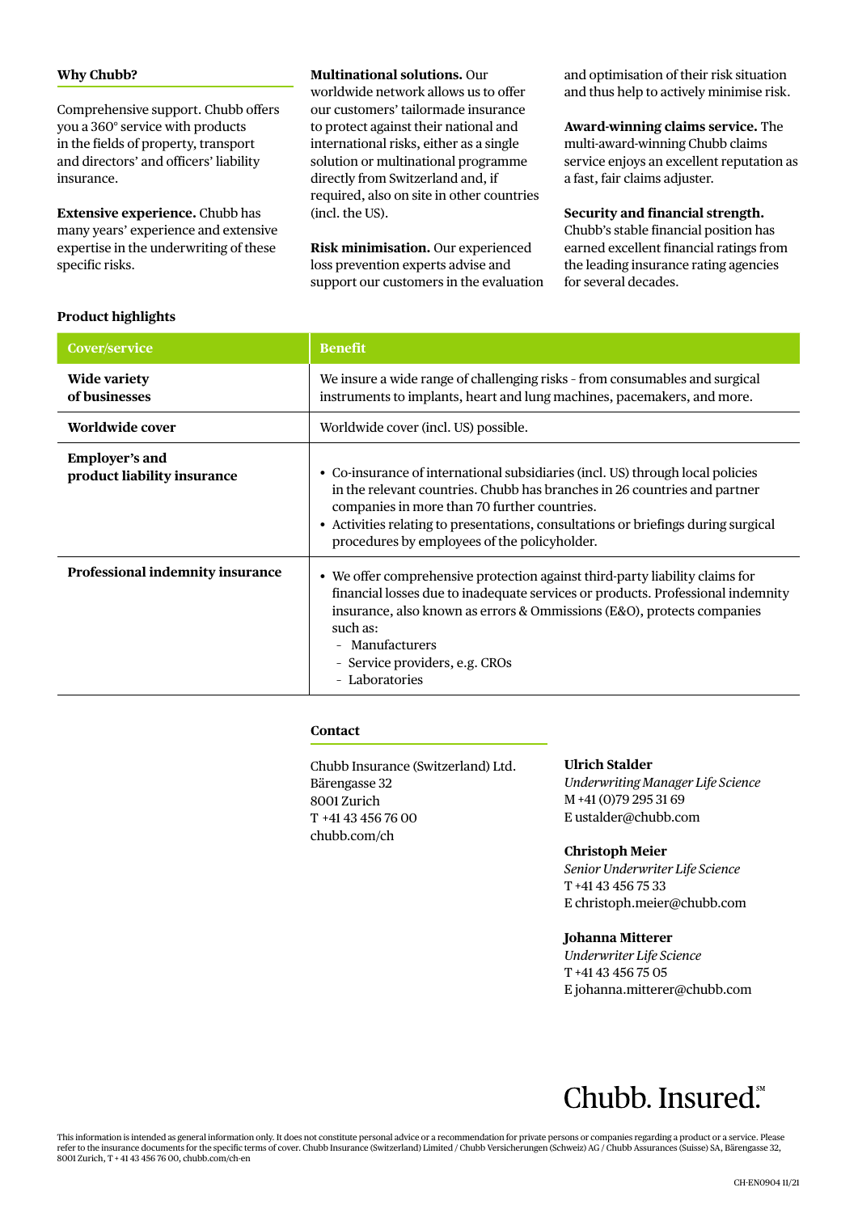## Why Chubb?

Comprehensive support. Chubb offers you a 360° service with products in the fields of property, transport and directors' and officers' liability insurance.

**Extensive experience.** Chubb has many years' experience and extensive expertise in the underwriting of these specific risks.

**Multinational solutions.** Our worldwide network allows us to offer our customers' tailormade insurance to protect against their national and international risks, either as a single solution or multinational programme directly from Switzerland and, if required, also on site in other countries (incl. the US).

**Risk minimisation.** Our experienced loss prevention experts advise and support our customers in the evaluation and optimisation of their risk situation and thus help to actively minimise risk.

**Award-winning claims service.** The multi-award-winning Chubb claims service enjoys an excellent reputation as a fast, fair claims adjuster.

**Security and financial strength.** Chubb's stable financial position has earned excellent financial ratings from the leading insurance rating agencies for several decades.

### Product highlights

| Cover/service | Benefit |
|---|---|
| **Wide variety of businesses** | We insure a wide range of challenging risks - from consumables and surgical instruments to implants, heart and lung machines, pacemakers, and more. |
| **Worldwide cover** | Worldwide cover (incl. US) possible. |
| **Employer's and product liability insurance** | • Co-insurance of international subsidiaries (incl. US) through local policies in the relevant countries. Chubb has branches in 26 countries and partner companies in more than 70 further countries.<br>• Activities relating to presentations, consultations or briefings during surgical procedures by employees of the policyholder. |
| **Professional indemnity insurance** | • We offer comprehensive protection against third-party liability claims for financial losses due to inadequate services or products. Professional indemnity insurance, also known as errors & Ommissions (E&O), protects companies such as:<br>– Manufacturers<br>– Service providers, e.g. CROs<br>– Laboratories |

### Contact

Chubb Insurance (Switzerland) Ltd.
Bärengasse 32
8001 Zurich
T +41 43 456 76 00
chubb.com/ch

**Ulrich Stalder**
*Underwriting Manager Life Science*
M +41 (0)79 295 31 69
E ustalder@chubb.com

**Christoph Meier**
*Senior Underwriter Life Science*
T +41 43 456 75 33
E christoph.meier@chubb.com

**Johanna Mitterer**
*Underwriter Life Science*
T +41 43 456 75 05
E johanna.mitterer@chubb.com

Chubb. Insured.℠

This information is intended as general information only. It does not constitute personal advice or a recommendation for private persons or companies regarding a product or a service. Please refer to the insurance documents for the specific terms of cover. Chubb Insurance (Switzerland) Limited / Chubb Versicherungen (Schweiz) AG / Chubb Assurances (Suisse) SA, Bärengasse 32, 8001 Zurich, T + 41 43 456 76 00, chubb.com/ch-en

CH-EN0904 11/21